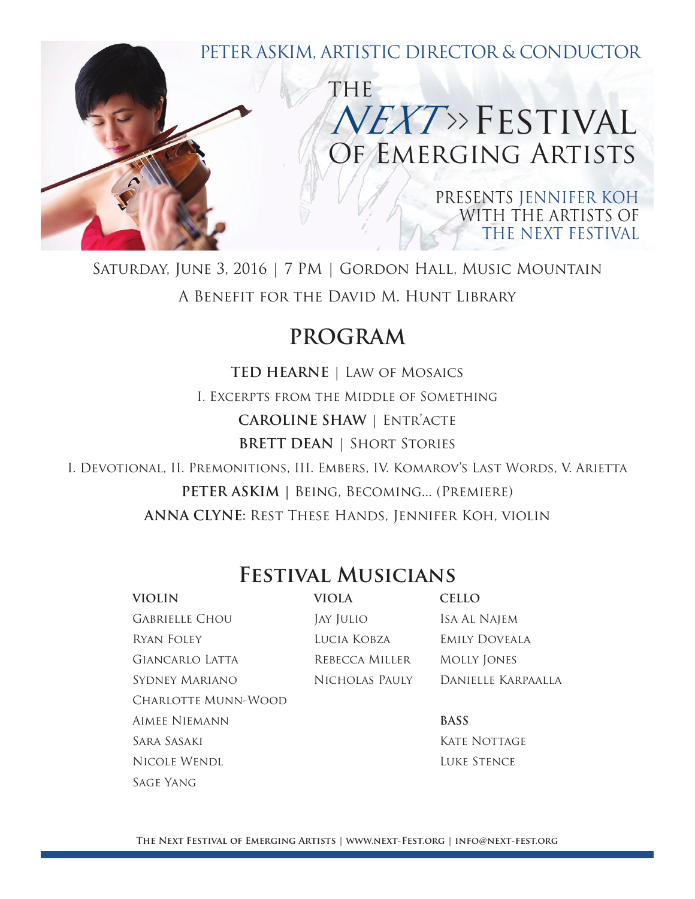Peter Askim, Artistic Director & Conductor

# The *Next* » Festival Of Emerging Artists

Presents Jennifer Koh
with the Artists of
The Next Festival

Saturday, June 3, 2016 | 7 PM | Gordon Hall, Music Mountain

A Benefit for the David M. Hunt Library

## PROGRAM

**TED HEARNE** | Law of Mosaics

I. Excerpts from the Middle of Something

**CAROLINE SHAW** | Entr'acte

**BRETT DEAN** | Short Stories

I. Devotional, II. Premonitions, III. Embers, IV. Komarov's Last Words, V. Arietta

**PETER ASKIM** | Being, Becoming... (Premiere)

**ANNA CLYNE:** Rest These Hands, Jennifer Koh, violin

## Festival Musicians

**VIOLIN**
- Gabrielle Chou
- Ryan Foley
- Giancarlo Latta
- Sydney Mariano
- Charlotte Munn-Wood
- Aimee Niemann
- Sara Sasaki
- Nicole Wendl
- Sage Yang

**VIOLA**
- Jay Julio
- Lucia Kobza
- Rebecca Miller
- Nicholas Pauly

**CELLO**
- Isa Al Najem
- Emily Doveala
- Molly Jones
- Danielle Karpaalla

**BASS**
- Kate Nottage
- Luke Stence

**The Next Festival of Emerging Artists | www.next-Fest.org | info@next-fest.org**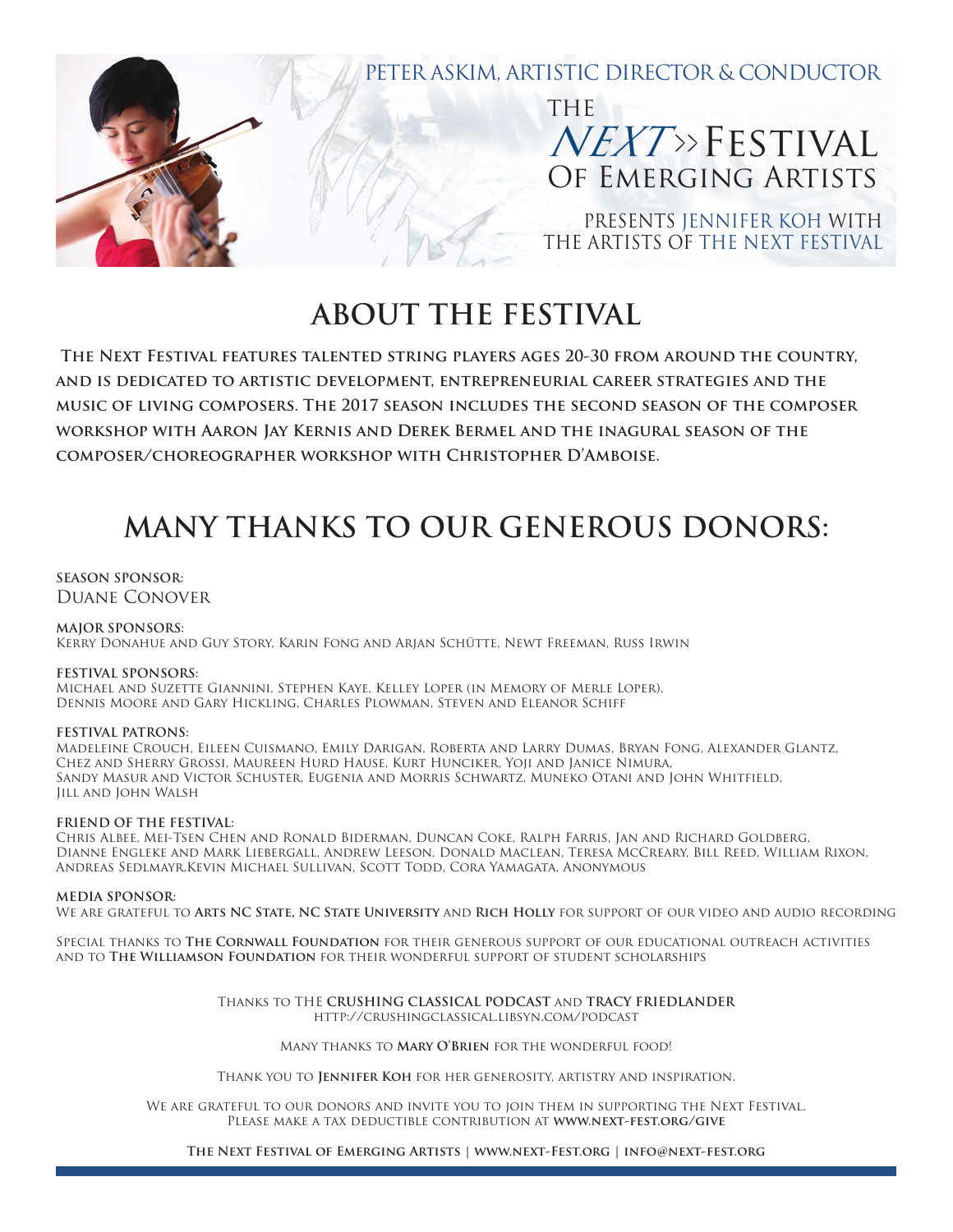PETER ASKIM, ARTISTIC DIRECTOR & CONDUCTOR

# THE *NEXT* >> FESTIVAL OF EMERGING ARTISTS

PRESENTS JENNIFER KOH WITH THE ARTISTS OF THE NEXT FESTIVAL

## ABOUT THE FESTIVAL

**The Next Festival features talented string players ages 20-30 from around the country, and is dedicated to artistic development, entrepreneurial career strategies and the music of living composers. The 2017 season includes the second season of the composer workshop with Aaron Jay Kernis and Derek Bermel and the inagural season of the composer/choreographer workshop with Christopher D'Amboise.**

## MANY THANKS TO OUR GENEROUS DONORS:

**SEASON SPONSOR:**
Duane Conover

**MAJOR SPONSORS:**
Kerry Donahue and Guy Story, Karin Fong and Arjan Schütte, Newt Freeman, Russ Irwin

**FESTIVAL SPONSORS:**
Michael and Suzette Giannini, Stephen Kaye, Kelley Loper (in Memory of Merle Loper), Dennis Moore and Gary Hickling, Charles Plowman, Steven and Eleanor Schiff

**FESTIVAL PATRONS:**
Madeleine Crouch, Eileen Cuismano, Emily Darigan, Roberta and Larry Dumas, Bryan Fong, Alexander Glantz, Chez and Sherry Grossi, Maureen Hurd Hause, Kurt Hunciker, Yoji and Janice Nimura, Sandy Masur and Victor Schuster, Eugenia and Morris Schwartz, Muneko Otani and John Whitfield, Jill and John Walsh

**FRIEND OF THE FESTIVAL:**
Chris Albee, Mei-Tsen Chen and Ronald Biderman, Duncan Coke, Ralph Farris, Jan and Richard Goldberg, Dianne Engleke and Mark Liebergall, Andrew Leeson, Donald Maclean, Teresa McCreary, Bill Reed, William Rixon, Andreas Sedlmayr,Kevin Michael Sullivan, Scott Todd, Cora Yamagata, Anonymous

**MEDIA SPONSOR:**
We are grateful to **Arts NC State, NC State University** and **Rich Holly** for support of our video and audio recording

Special thanks to **The Cornwall Foundation** for their generous support of our educational outreach activities and to **The Williamson Foundation** for their wonderful support of student scholarships

Thanks to THE **CRUSHING CLASSICAL PODCAST** and **TRACY FRIEDLANDER**
HTTP://CRUSHINGCLASSICAL.LIBSYN.COM/PODCAST

Many thanks to **Mary O'Brien** for the wonderful food!

Thank you to **Jennifer Koh** for her generosity, artistry and inspiration.

We are grateful to our donors and invite you to join them in supporting the Next Festival. Please make a tax deductible contribution at **www.next-fest.org/give**

**The Next Festival of Emerging Artists | www.next-Fest.org | info@next-fest.org**